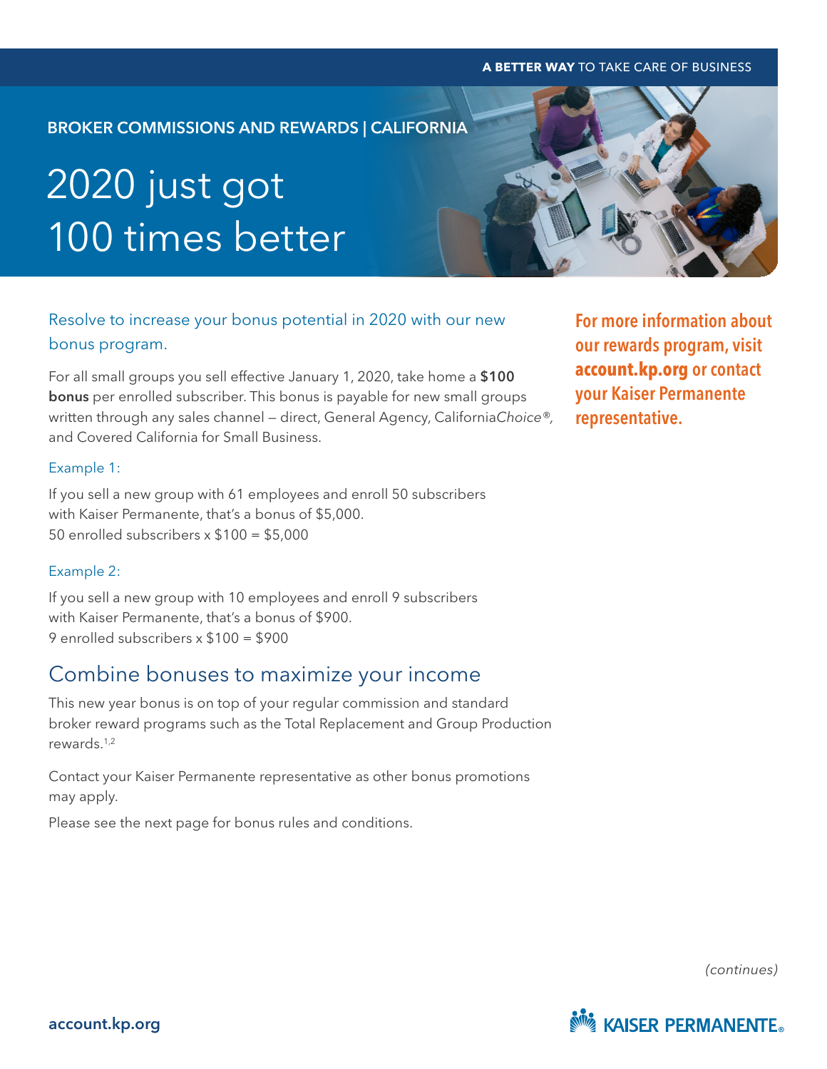BROKER COMMISSIONS AND REWARDS | CALIFORNIA

# 2020 just got 100 times better

## Resolve to increase your bonus potential in 2020 with our new bonus program.

For all small groups you sell effective January 1, 2020, take home a **$100 bonus** per enrolled subscriber. This bonus is payable for new small groups written through any sales channel — direct, General Agency, California*Choice®*, and Covered California for Small Business.

### Example 1:

If you sell a new group with 61 employees and enroll 50 subscribers with Kaiser Permanente, that's a bonus of $5,000.
50 enrolled subscribers x $100 = $5,000

### Example 2:

If you sell a new group with 10 employees and enroll 9 subscribers with Kaiser Permanente, that's a bonus of $900.
9 enrolled subscribers x $100 = $900

## Combine bonuses to maximize your income

This new year bonus is on top of your regular commission and standard broker reward programs such as the Total Replacement and Group Production rewards.[1,2]

Contact your Kaiser Permanente representative as other bonus promotions may apply.

Please see the next page for bonus rules and conditions.

**For more information about our rewards program, visit account.kp.org or contact your Kaiser Permanente representative.**

*(continues)*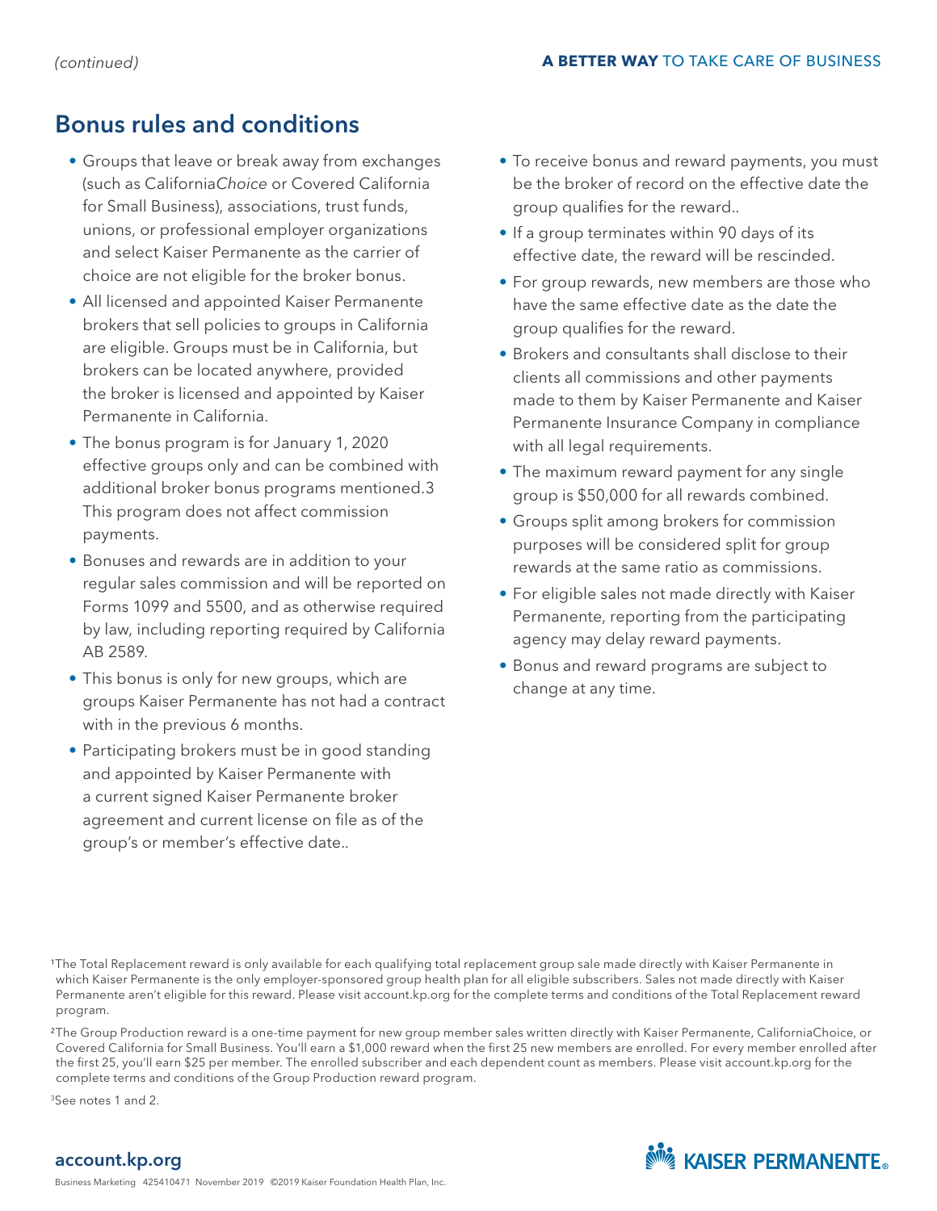*(continued)*

## Bonus rules and conditions

- Groups that leave or break away from exchanges (such as California*Choice* or Covered California for Small Business), associations, trust funds, unions, or professional employer organizations and select Kaiser Permanente as the carrier of choice are not eligible for the broker bonus.
- All licensed and appointed Kaiser Permanente brokers that sell policies to groups in California are eligible. Groups must be in California, but brokers can be located anywhere, provided the broker is licensed and appointed by Kaiser Permanente in California.
- The bonus program is for January 1, 2020 effective groups only and can be combined with additional broker bonus programs mentioned.3 This program does not affect commission payments.
- Bonuses and rewards are in addition to your regular sales commission and will be reported on Forms 1099 and 5500, and as otherwise required by law, including reporting required by California AB 2589.
- This bonus is only for new groups, which are groups Kaiser Permanente has not had a contract with in the previous 6 months.
- Participating brokers must be in good standing and appointed by Kaiser Permanente with a current signed Kaiser Permanente broker agreement and current license on file as of the group's or member's effective date..
- To receive bonus and reward payments, you must be the broker of record on the effective date the group qualifies for the reward..
- If a group terminates within 90 days of its effective date, the reward will be rescinded.
- For group rewards, new members are those who have the same effective date as the date the group qualifies for the reward.
- Brokers and consultants shall disclose to their clients all commissions and other payments made to them by Kaiser Permanente and Kaiser Permanente Insurance Company in compliance with all legal requirements.
- The maximum reward payment for any single group is $50,000 for all rewards combined.
- Groups split among brokers for commission purposes will be considered split for group rewards at the same ratio as commissions.
- For eligible sales not made directly with Kaiser Permanente, reporting from the participating agency may delay reward payments.
- Bonus and reward programs are subject to change at any time.

[1] The Total Replacement reward is only available for each qualifying total replacement group sale made directly with Kaiser Permanente in which Kaiser Permanente is the only employer-sponsored group health plan for all eligible subscribers. Sales not made directly with Kaiser Permanente aren't eligible for this reward. Please visit account.kp.org for the complete terms and conditions of the Total Replacement reward program.

[2] The Group Production reward is a one-time payment for new group member sales written directly with Kaiser Permanente, CaliforniaChoice, or Covered California for Small Business. You'll earn a $1,000 reward when the first 25 new members are enrolled. For every member enrolled after the first 25, you'll earn $25 per member. The enrolled subscriber and each dependent count as members. Please visit account.kp.org for the complete terms and conditions of the Group Production reward program.

[3] See notes 1 and 2.

account.kp.org

Business Marketing 425410471 November 2019 ©2019 Kaiser Foundation Health Plan, Inc.